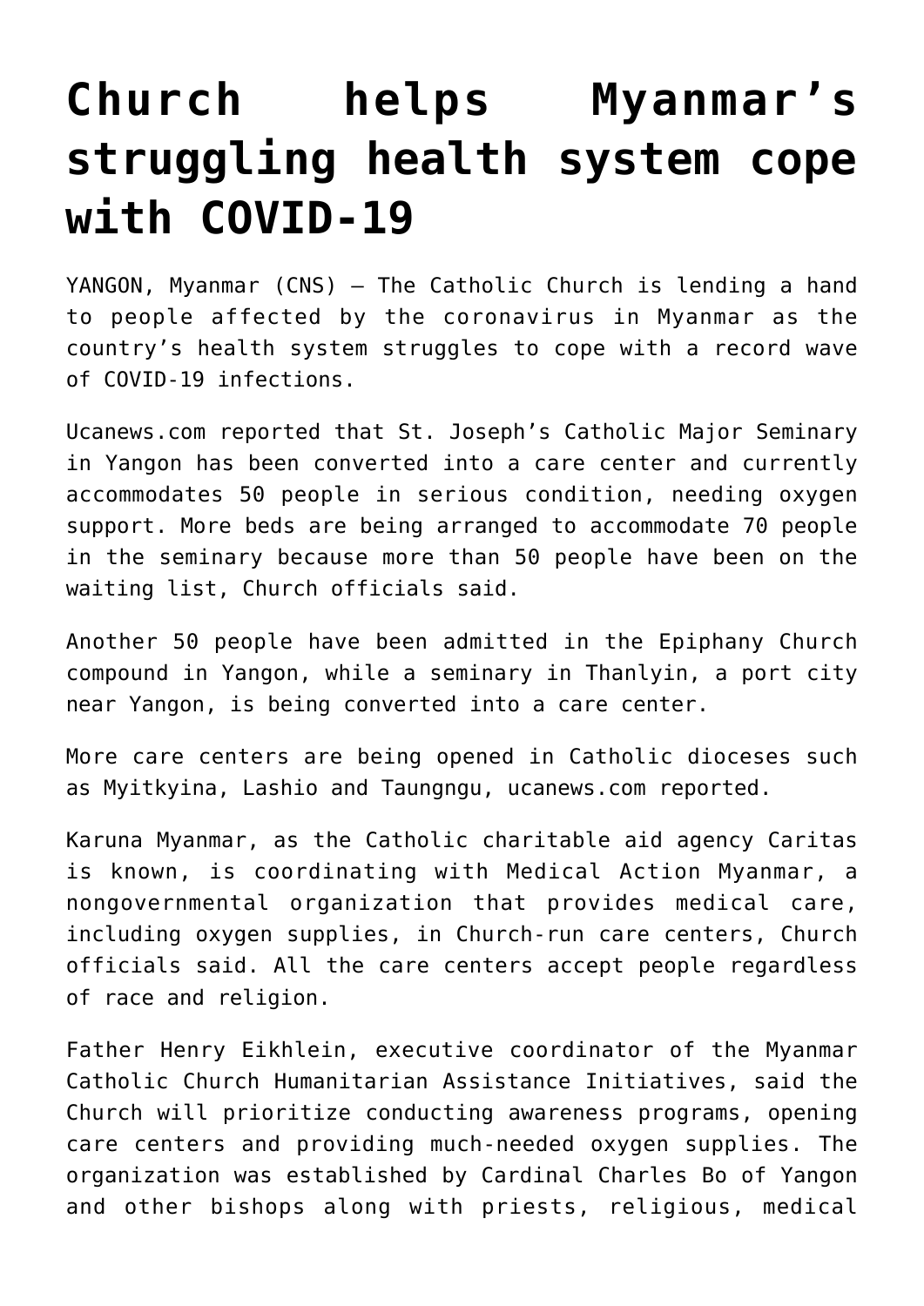# Church helps Myanmar's struggling health system cope with COVID-19

YANGON, Myanmar (CNS) — The Catholic Church is lending a hand to people affected by the coronavirus in Myanmar as the country's health system struggles to cope with a record wave of COVID-19 infections.

Ucanews.com reported that St. Joseph's Catholic Major Seminary in Yangon has been converted into a care center and currently accommodates 50 people in serious condition, needing oxygen support. More beds are being arranged to accommodate 70 people in the seminary because more than 50 people have been on the waiting list, Church officials said.

Another 50 people have been admitted in the Epiphany Church compound in Yangon, while a seminary in Thanlyin, a port city near Yangon, is being converted into a care center.

More care centers are being opened in Catholic dioceses such as Myitkyina, Lashio and Taungngu, ucanews.com reported.

Karuna Myanmar, as the Catholic charitable aid agency Caritas is known, is coordinating with Medical Action Myanmar, a nongovernmental organization that provides medical care, including oxygen supplies, in Church-run care centers, Church officials said. All the care centers accept people regardless of race and religion.

Father Henry Eikhlein, executive coordinator of the Myanmar Catholic Church Humanitarian Assistance Initiatives, said the Church will prioritize conducting awareness programs, opening care centers and providing much-needed oxygen supplies. The organization was established by Cardinal Charles Bo of Yangon and other bishops along with priests, religious, medical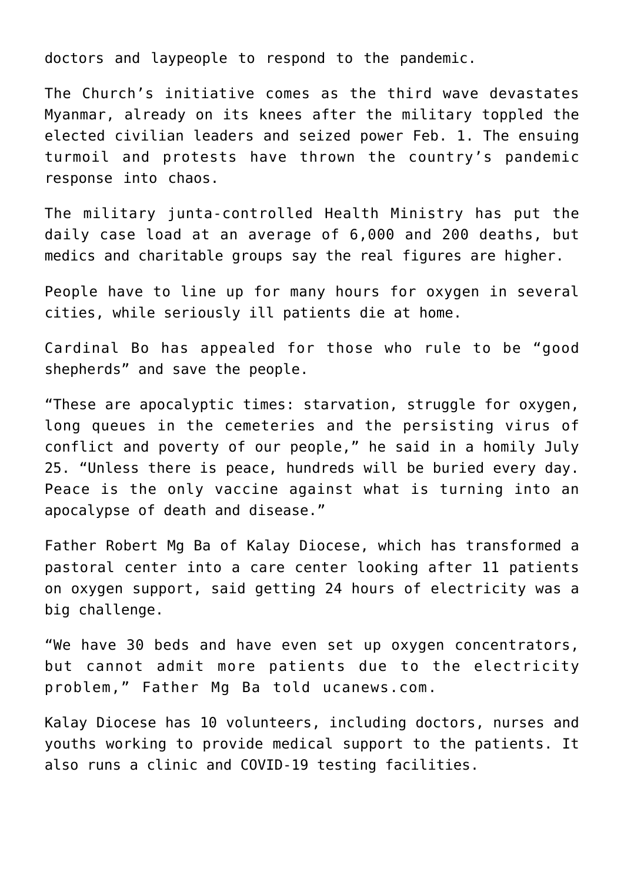doctors and laypeople to respond to the pandemic.

The Church's initiative comes as the third wave devastates Myanmar, already on its knees after the military toppled the elected civilian leaders and seized power Feb. 1. The ensuing turmoil and protests have thrown the country's pandemic response into chaos.

The military junta-controlled Health Ministry has put the daily case load at an average of 6,000 and 200 deaths, but medics and charitable groups say the real figures are higher.

People have to line up for many hours for oxygen in several cities, while seriously ill patients die at home.

Cardinal Bo has appealed for those who rule to be "good shepherds" and save the people.

"These are apocalyptic times: starvation, struggle for oxygen, long queues in the cemeteries and the persisting virus of conflict and poverty of our people," he said in a homily July 25. "Unless there is peace, hundreds will be buried every day. Peace is the only vaccine against what is turning into an apocalypse of death and disease."

Father Robert Mg Ba of Kalay Diocese, which has transformed a pastoral center into a care center looking after 11 patients on oxygen support, said getting 24 hours of electricity was a big challenge.

"We have 30 beds and have even set up oxygen concentrators, but cannot admit more patients due to the electricity problem," Father Mg Ba told ucanews.com.

Kalay Diocese has 10 volunteers, including doctors, nurses and youths working to provide medical support to the patients. It also runs a clinic and COVID-19 testing facilities.